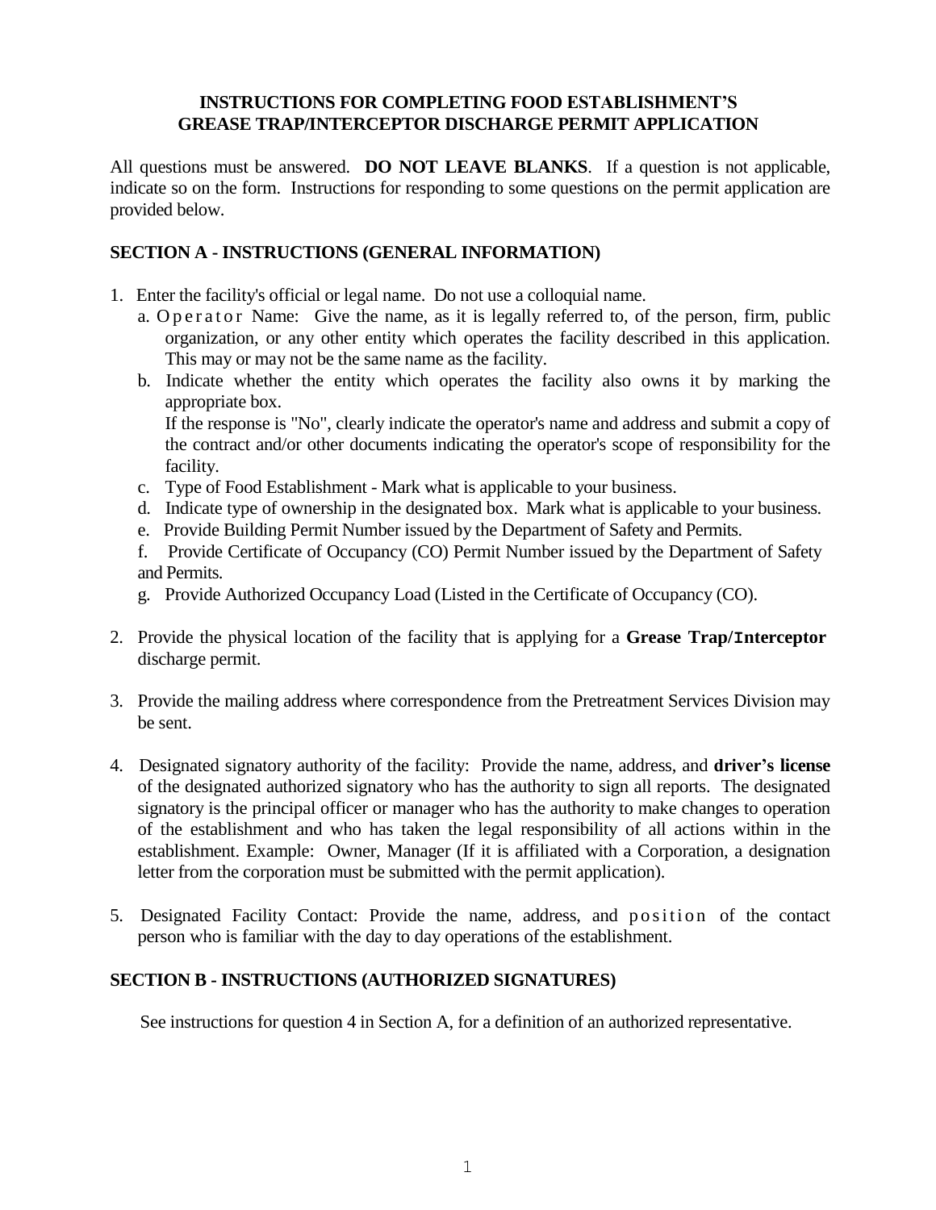# INSTRUCTIONS FOR COMPLETING FOOD ESTABLISHMENT'S GREASE TRAP/INTERCEPTOR DISCHARGE PERMIT APPLICATION

All questions must be answered. **DO NOT LEAVE BLANKS**. If a question is not applicable, indicate so on the form. Instructions for responding to some questions on the permit application are provided below.

## SECTION A - INSTRUCTIONS (GENERAL INFORMATION)

1. Enter the facility's official or legal name. Do not use a colloquial name.
   - a. Operator Name: Give the name, as it is legally referred to, of the person, firm, public organization, or any other entity which operates the facility described in this application. This may or may not be the same name as the facility.
   - b. Indicate whether the entity which operates the facility also owns it by marking the appropriate box.

     If the response is "No", clearly indicate the operator's name and address and submit a copy of the contract and/or other documents indicating the operator's scope of responsibility for the facility.
   - c. Type of Food Establishment - Mark what is applicable to your business.
   - d. Indicate type of ownership in the designated box. Mark what is applicable to your business.
   - e. Provide Building Permit Number issued by the Department of Safety and Permits.
   - f. Provide Certificate of Occupancy (CO) Permit Number issued by the Department of Safety and Permits.
   - g. Provide Authorized Occupancy Load (Listed in the Certificate of Occupancy (CO).

2. Provide the physical location of the facility that is applying for a **Grease Trap/Interceptor** discharge permit.

3. Provide the mailing address where correspondence from the Pretreatment Services Division may be sent.

4. Designated signatory authority of the facility: Provide the name, address, and **driver's license** of the designated authorized signatory who has the authority to sign all reports. The designated signatory is the principal officer or manager who has the authority to make changes to operation of the establishment and who has taken the legal responsibility of all actions within in the establishment. Example: Owner, Manager (If it is affiliated with a Corporation, a designation letter from the corporation must be submitted with the permit application).

5. Designated Facility Contact: Provide the name, address, and position of the contact person who is familiar with the day to day operations of the establishment.

## SECTION B - INSTRUCTIONS (AUTHORIZED SIGNATURES)

See instructions for question 4 in Section A, for a definition of an authorized representative.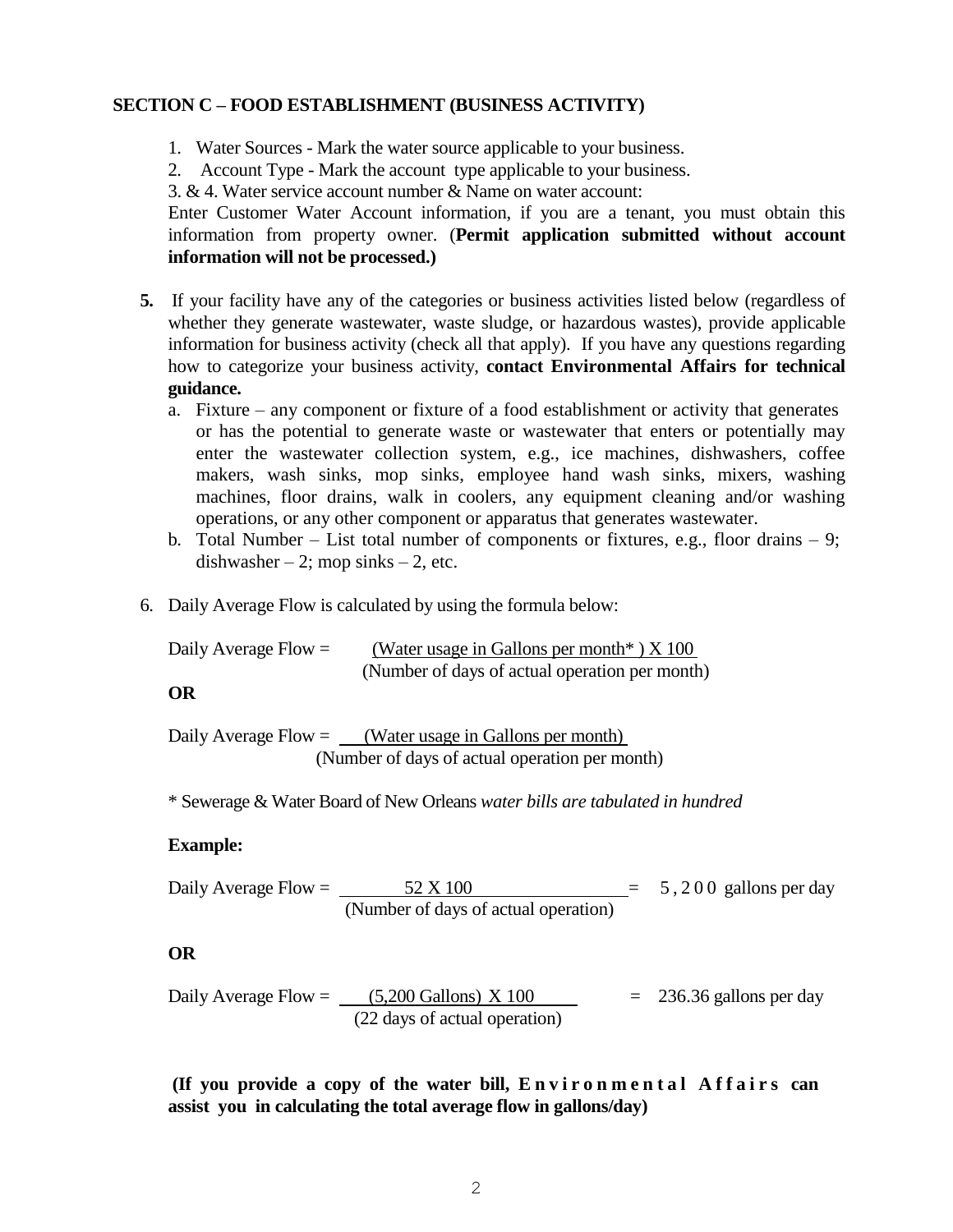## SECTION C – FOOD ESTABLISHMENT (BUSINESS ACTIVITY)

1. Water Sources - Mark the water source applicable to your business.
2. Account Type - Mark the account type applicable to your business.

3. & 4. Water service account number & Name on water account:

Enter Customer Water Account information, if you are a tenant, you must obtain this information from property owner. (**Permit application submitted without account information will not be processed.)**

5. If your facility have any of the categories or business activities listed below (regardless of whether they generate wastewater, waste sludge, or hazardous wastes), provide applicable information for business activity (check all that apply). If you have any questions regarding how to categorize your business activity, **contact Environmental Affairs for technical guidance.**
   a. Fixture – any component or fixture of a food establishment or activity that generates or has the potential to generate waste or wastewater that enters or potentially may enter the wastewater collection system, e.g., ice machines, dishwashers, coffee makers, wash sinks, mop sinks, employee hand wash sinks, mixers, washing machines, floor drains, walk in coolers, any equipment cleaning and/or washing operations, or any other component or apparatus that generates wastewater.
   b. Total Number – List total number of components or fixtures, e.g., floor drains – 9; dishwasher – 2; mop sinks – 2, etc.

6. Daily Average Flow is calculated by using the formula below:

$$\text{Daily Average Flow} = \frac{(\text{Water usage in Gallons per month*}) \times 100}{(\text{Number of days of actual operation per month})}$$

**OR**

$$\text{Daily Average Flow} = \frac{(\text{Water usage in Gallons per month})}{(\text{Number of days of actual operation per month})}$$

\* Sewerage & Water Board of New Orleans *water bills are tabulated in hundred*

**Example:**

$$\text{Daily Average Flow} = \frac{52 \times 100}{(\text{Number of days of actual operation})} = 5,200 \text{ gallons per day}$$

**OR**

$$\text{Daily Average Flow} = \frac{(5,200 \text{ Gallons}) \times 100}{(22 \text{ days of actual operation})} = 236.36 \text{ gallons per day}$$

**(If you provide a copy of the water bill, Environmental Affairs can assist you in calculating the total average flow in gallons/day)**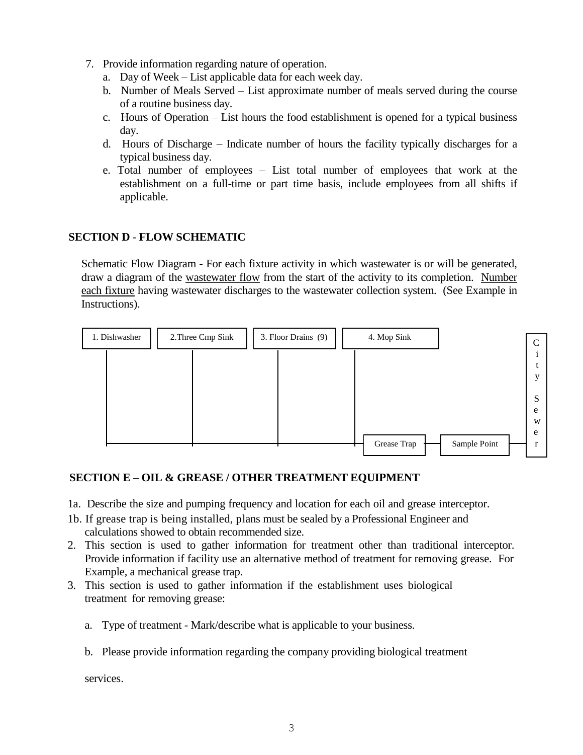7. Provide information regarding nature of operation.
   a. Day of Week – List applicable data for each week day.
   b. Number of Meals Served – List approximate number of meals served during the course of a routine business day.
   c. Hours of Operation – List hours the food establishment is opened for a typical business day.
   d. Hours of Discharge – Indicate number of hours the facility typically discharges for a typical business day.
   e. Total number of employees – List total number of employees that work at the establishment on a full-time or part time basis, include employees from all shifts if applicable.

## SECTION D - FLOW SCHEMATIC

Schematic Flow Diagram - For each fixture activity in which wastewater is or will be generated, draw a diagram of the wastewater flow from the start of the activity to its completion. Number each fixture having wastewater discharges to the wastewater collection system. (See Example in Instructions).

1. Dishwasher | 2.Three Cmp Sink | 3. Floor Drains (9) | 4. Mop Sink

Grease Trap → Sample Point → City Sewer

## SECTION E – OIL & GREASE / OTHER TREATMENT EQUIPMENT

1a. Describe the size and pumping frequency and location for each oil and grease interceptor.

1b. If grease trap is being installed, plans must be sealed by a Professional Engineer and calculations showed to obtain recommended size.

2. This section is used to gather information for treatment other than traditional interceptor. Provide information if facility use an alternative method of treatment for removing grease. For Example, a mechanical grease trap.
3. This section is used to gather information if the establishment uses biological treatment for removing grease:

   a. Type of treatment - Mark/describe what is applicable to your business.

   b. Please provide information regarding the company providing biological treatment services.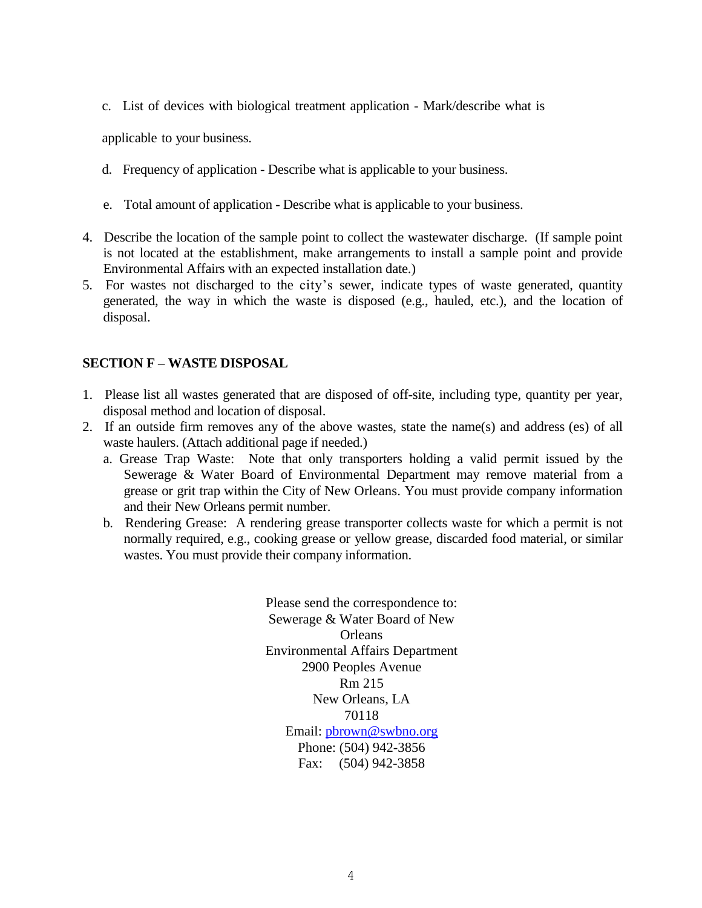c. List of devices with biological treatment application - Mark/describe what is applicable to your business.

d. Frequency of application - Describe what is applicable to your business.

e. Total amount of application - Describe what is applicable to your business.

4. Describe the location of the sample point to collect the wastewater discharge. (If sample point is not located at the establishment, make arrangements to install a sample point and provide Environmental Affairs with an expected installation date.)
5. For wastes not discharged to the city's sewer, indicate types of waste generated, quantity generated, the way in which the waste is disposed (e.g., hauled, etc.), and the location of disposal.

## SECTION F – WASTE DISPOSAL

1. Please list all wastes generated that are disposed of off-site, including type, quantity per year, disposal method and location of disposal.
2. If an outside firm removes any of the above wastes, state the name(s) and address (es) of all waste haulers. (Attach additional page if needed.)
   a. Grease Trap Waste: Note that only transporters holding a valid permit issued by the Sewerage & Water Board of Environmental Department may remove material from a grease or grit trap within the City of New Orleans. You must provide company information and their New Orleans permit number.
   b. Rendering Grease: A rendering grease transporter collects waste for which a permit is not normally required, e.g., cooking grease or yellow grease, discarded food material, or similar wastes. You must provide their company information.

Please send the correspondence to:
Sewerage & Water Board of New Orleans
Environmental Affairs Department
2900 Peoples Avenue
Rm 215
New Orleans, LA
70118
Email: pbrown@swbno.org
Phone: (504) 942-3856
Fax: (504) 942-3858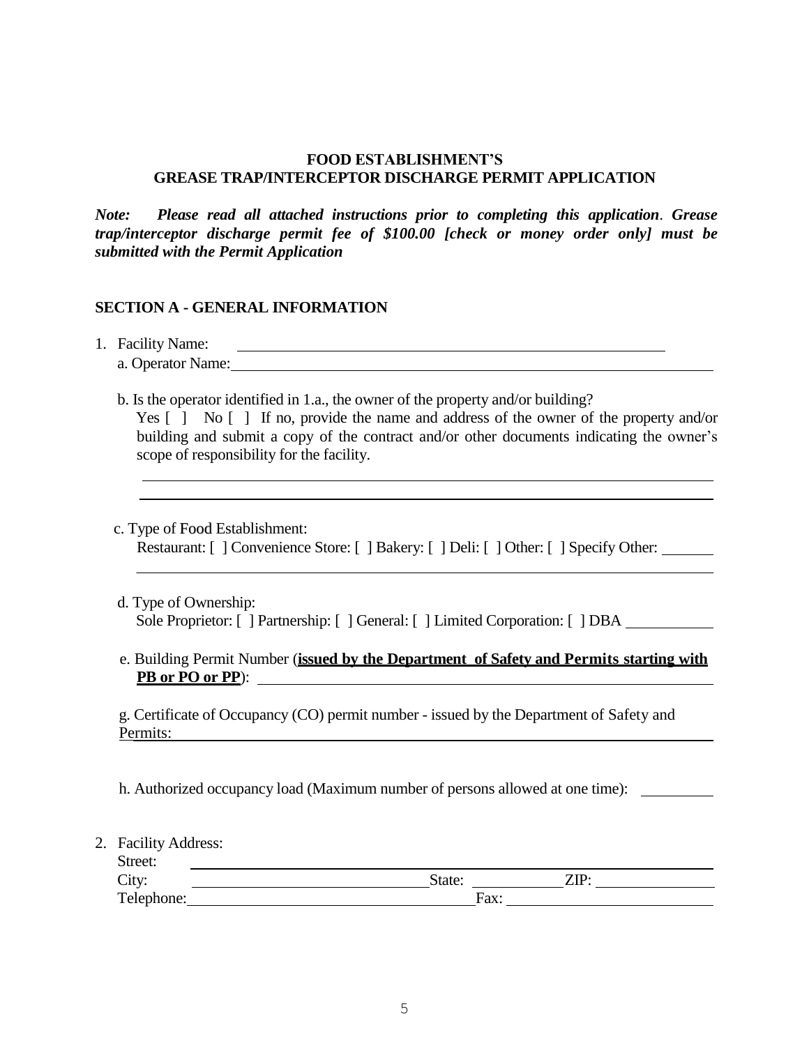**FOOD ESTABLISHMENT'S**
**GREASE TRAP/INTERCEPTOR DISCHARGE PERMIT APPLICATION**

***Note:** Please read all attached instructions prior to completing this application. Grease trap/interceptor discharge permit fee of $100.00 [check or money order only] must be submitted with the Permit Application*

## SECTION A - GENERAL INFORMATION

1. Facility Name: ____________________________________________

   a. Operator Name: ____________________________________________

   b. Is the operator identified in 1.a., the owner of the property and/or building?
   Yes [ ] No [ ] If no, provide the name and address of the owner of the property and/or building and submit a copy of the contract and/or other documents indicating the owner's scope of responsibility for the facility.

   ____________________________________________

   ____________________________________________

   c. Type of Food Establishment:
   Restaurant: [ ] Convenience Store: [ ] Bakery: [ ] Deli: [ ] Other: [ ] Specify Other: _______

   ____________________________________________

   d. Type of Ownership:
   Sole Proprietor: [ ] Partnership: [ ] General: [ ] Limited Corporation: [ ] DBA ___________

   e. Building Permit Number (**issued by the Department of Safety and Permits starting with PB or PO or PP**): ____________________________________________

   g. Certificate of Occupancy (CO) permit number - issued by the Department of Safety and Permits: ____________________________________________

   h. Authorized occupancy load (Maximum number of persons allowed at one time): _________

2. Facility Address:
   Street: ____________________________________________
   City: ______________________ State: ___________ ZIP: ______________
   Telephone: ______________________ Fax: ______________________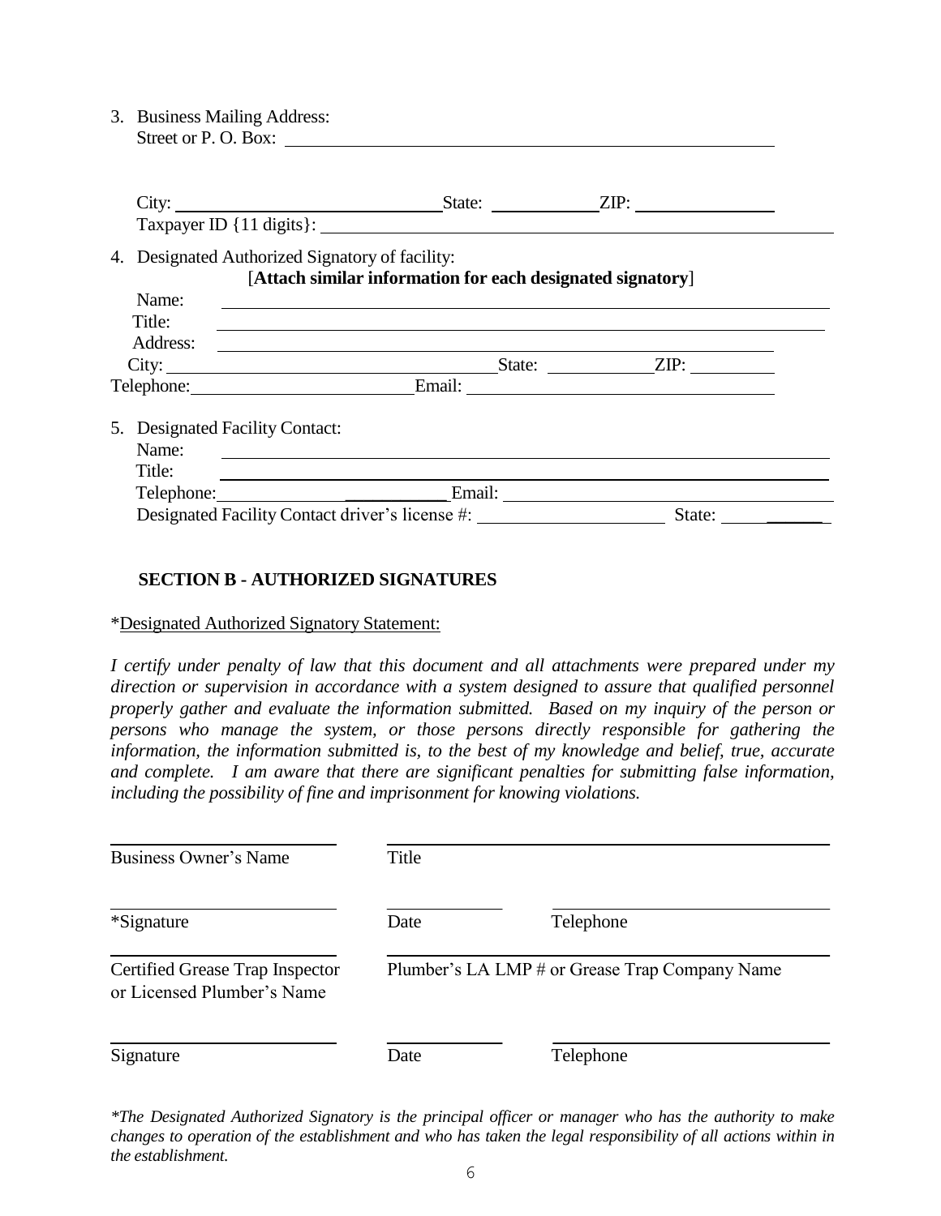3. Business Mailing Address:
   Street or P. O. Box: ____________________

   City: ____________________ State: __________ ZIP: __________
   Taxpayer ID {11 digits}: ____________________

4. Designated Authorized Signatory of facility:
   [**Attach similar information for each designated signatory**]

   Name: ____________________
   Title: ____________________
   Address: ____________________
   City: ____________________ State: __________ ZIP: __________
   Telephone: ____________________ Email: ____________________

5. Designated Facility Contact:
   Name: ____________________
   Title: ____________________
   Telephone: ____________________ Email: ____________________
   Designated Facility Contact driver's license #: ____________________ State: __________

## SECTION B - AUTHORIZED SIGNATURES

*Designated Authorized Signatory Statement:

*I certify under penalty of law that this document and all attachments were prepared under my direction or supervision in accordance with a system designed to assure that qualified personnel properly gather and evaluate the information submitted. Based on my inquiry of the person or persons who manage the system, or those persons directly responsible for gathering the information, the information submitted is, to the best of my knowledge and belief, true, accurate and complete. I am aware that there are significant penalties for submitting false information, including the possibility of fine and imprisonment for knowing violations.*

____________________ ____________________
Business Owner's Name Title

____________________ __________ ____________________
*Signature Date Telephone

____________________ ____________________
Certified Grease Trap Inspector or Licensed Plumber's Name Plumber's LA LMP # or Grease Trap Company Name

____________________ __________ ____________________
Signature Date Telephone

*\*The Designated Authorized Signatory is the principal officer or manager who has the authority to make changes to operation of the establishment and who has taken the legal responsibility of all actions within in the establishment.*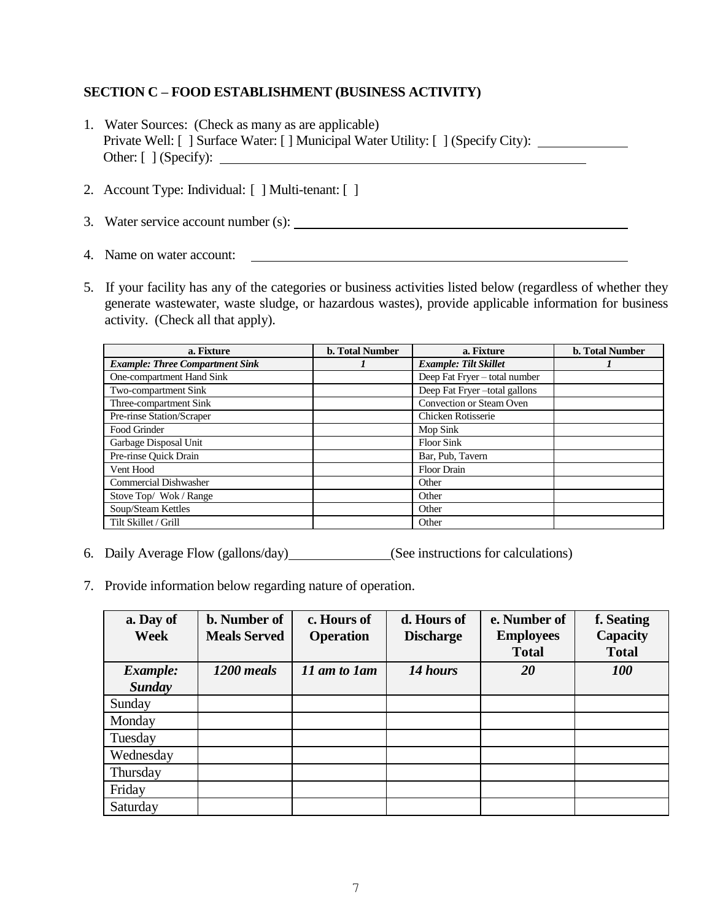## SECTION C – FOOD ESTABLISHMENT (BUSINESS ACTIVITY)

1. Water Sources: (Check as many as are applicable)
   Private Well: [ ] Surface Water: [ ] Municipal Water Utility: [ ] (Specify City): ____________
   Other: [ ] (Specify): ______________________________________________

2. Account Type: Individual: [ ] Multi-tenant: [ ]

3. Water service account number (s): ______________________________________________

4. Name on water account: ______________________________________________

5. If your facility has any of the categories or business activities listed below (regardless of whether they generate wastewater, waste sludge, or hazardous wastes), provide applicable information for business activity. (Check all that apply).

| a. Fixture | b. Total Number | a. Fixture | b. Total Number |
|---|---|---|---|
| ***Example: Three Compartment Sink*** | ***1*** | ***Example: Tilt Skillet*** | ***1*** |
| One-compartment Hand Sink | | Deep Fat Fryer – total number | |
| Two-compartment Sink | | Deep Fat Fryer –total gallons | |
| Three-compartment Sink | | Convection or Steam Oven | |
| Pre-rinse Station/Scraper | | Chicken Rotisserie | |
| Food Grinder | | Mop Sink | |
| Garbage Disposal Unit | | Floor Sink | |
| Pre-rinse Quick Drain | | Bar, Pub, Tavern | |
| Vent Hood | | Floor Drain | |
| Commercial Dishwasher | | Other | |
| Stove Top/ Wok / Range | | Other | |
| Soup/Steam Kettles | | Other | |
| Tilt Skillet / Grill | | Other | |

6. Daily Average Flow (gallons/day)______________(See instructions for calculations)

7. Provide information below regarding nature of operation.

| a. Day of Week | b. Number of Meals Served | c. Hours of Operation | d. Hours of Discharge | e. Number of Employees Total | f. Seating Capacity Total |
|---|---|---|---|---|---|
| ***Example: Sunday*** | ***1200 meals*** | ***11 am to 1am*** | ***14 hours*** | ***20*** | ***100*** |
| Sunday | | | | | |
| Monday | | | | | |
| Tuesday | | | | | |
| Wednesday | | | | | |
| Thursday | | | | | |
| Friday | | | | | |
| Saturday | | | | | |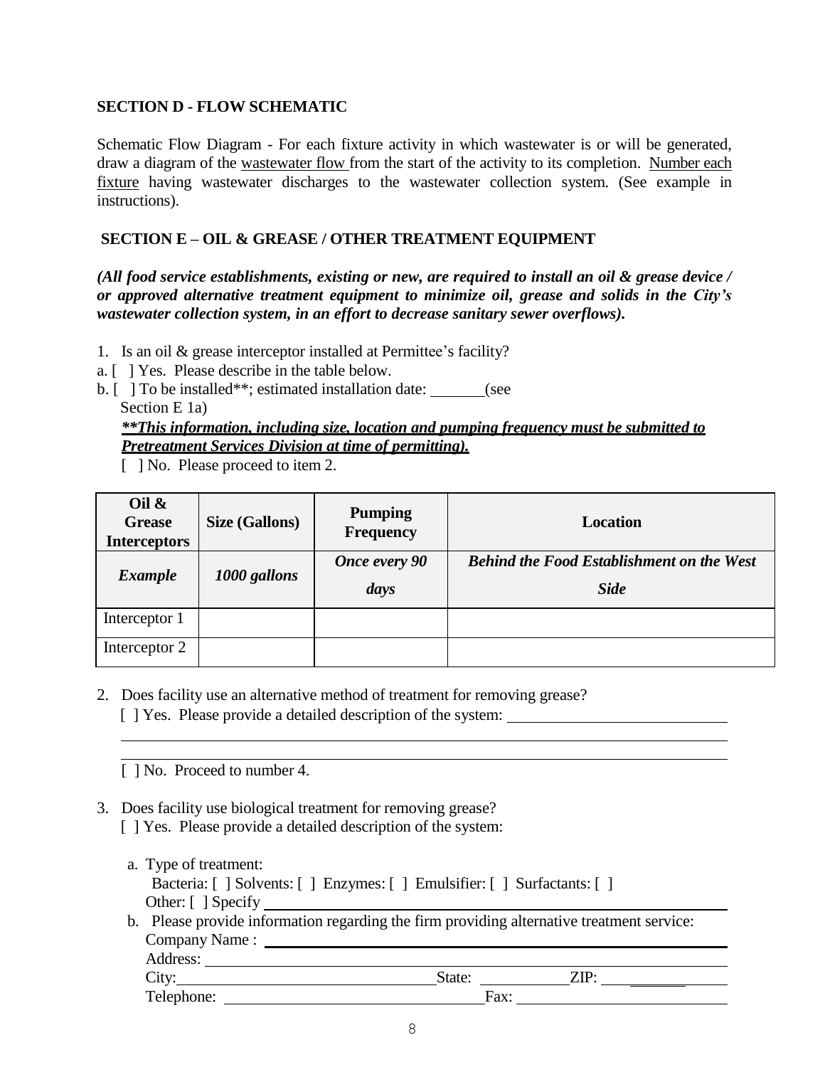**SECTION D - FLOW SCHEMATIC**

Schematic Flow Diagram - For each fixture activity in which wastewater is or will be generated, draw a diagram of the wastewater flow from the start of the activity to its completion. Number each fixture having wastewater discharges to the wastewater collection system. (See example in instructions).

**SECTION E – OIL & GREASE / OTHER TREATMENT EQUIPMENT**

***(All food service establishments, existing or new, are required to install an oil & grease device / or approved alternative treatment equipment to minimize oil, grease and solids in the City's wastewater collection system, in an effort to decrease sanitary sewer overflows).***

1. Is an oil & grease interceptor installed at Permittee's facility?

a. [ ] Yes. Please describe in the table below.

b. [ ] To be installed**; estimated installation date: _______ (see Section E 1a)

***\*\*This information, including size, location and pumping frequency must be submitted to Pretreatment Services Division at time of permitting).***

[ ] No. Please proceed to item 2.

| Oil & Grease Interceptors | Size (Gallons) | Pumping Frequency | Location |
|---|---|---|---|
| ***Example*** | ***1000 gallons*** | ***Once every 90 days*** | ***Behind the Food Establishment on the West Side*** |
| Interceptor 1 | | | |
| Interceptor 2 | | | |

2. Does facility use an alternative method of treatment for removing grease?

   [ ] Yes. Please provide a detailed description of the system: ______________________________

   ______________________________________________________________________________

   ______________________________________________________________________________

   [ ] No. Proceed to number 4.

3. Does facility use biological treatment for removing grease?

   [ ] Yes. Please provide a detailed description of the system:

   a. Type of treatment:
      Bacteria: [ ] Solvents: [ ] Enzymes: [ ] Emulsifier: [ ] Surfactants: [ ]
      Other: [ ] Specify ______________________________________________

   b. Please provide information regarding the firm providing alternative treatment service:
      Company Name : ______________________________________________
      Address: ______________________________________________
      City: ______________________ State: __________ ZIP: __________
      Telephone: ______________________ Fax: ______________________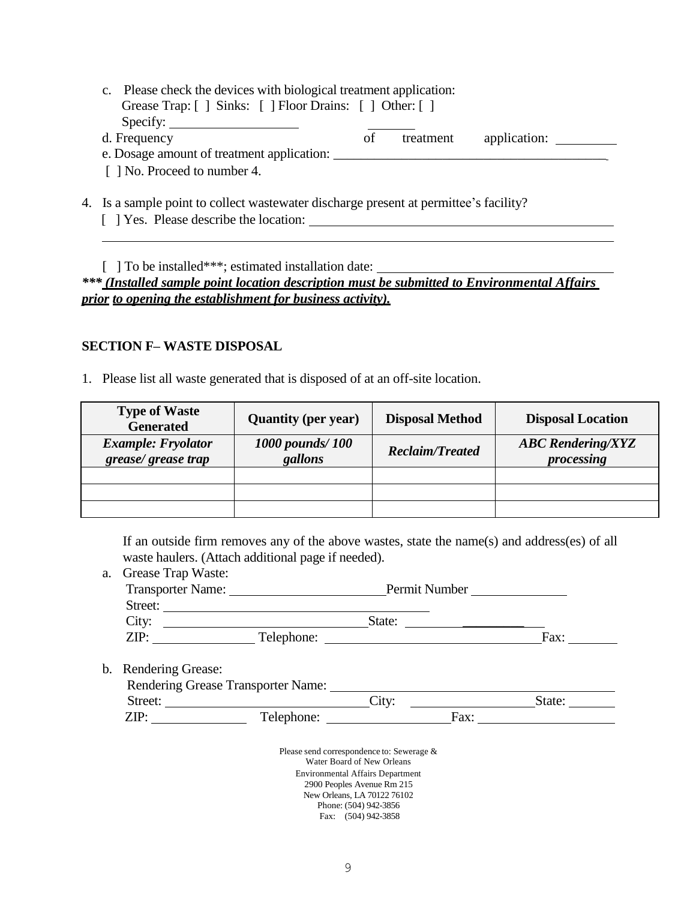c. Please check the devices with biological treatment application:
   Grease Trap: [ ] Sinks: [ ] Floor Drains: [ ] Other: [ ]
   Specify: ____________________
d. Frequency of treatment application: __________
e. Dosage amount of treatment application: ____________________________________________
[ ] No. Proceed to number 4.

4. Is a sample point to collect wastewater discharge present at permittee's facility?
   [ ] Yes. Please describe the location: ______________________________________________
   ________________________________________________________________________________

   [ ] To be installed***; estimated installation date: ____________________________________

***_**(Installed sample point location description must be submitted to Environmental Affairs prior to opening the establishment for business activity).**_

## SECTION F– WASTE DISPOSAL

1. Please list all waste generated that is disposed of at an off-site location.

| Type of Waste Generated | Quantity (per year) | Disposal Method | Disposal Location |
|---|---|---|---|
| ***Example: Fryolator grease/ grease trap*** | ***1000 pounds/ 100 gallons*** | ***Reclaim/Treated*** | ***ABC Rendering/XYZ processing*** |
| | | | |
| | | | |
| | | | |

If an outside firm removes any of the above wastes, state the name(s) and address(es) of all waste haulers. (Attach additional page if needed).

a. Grease Trap Waste:
   Transporter Name: ________________________ Permit Number ______________
   Street: ____________________________________________
   City: ________________________________ State: ______________
   ZIP: ________________ Telephone: ____________________________________ Fax: ________

b. Rendering Grease:
   Rendering Grease Transporter Name: ____________________________________________
   Street: ________________________________ City: ____________________ State: ________
   ZIP: ______________ Telephone: ____________________ Fax: ______________________

Please send correspondence to: Sewerage & Water Board of New Orleans
Environmental Affairs Department
2900 Peoples Avenue Rm 215
New Orleans, LA 70122 76102
Phone: (504) 942-3856
Fax: (504) 942-3858